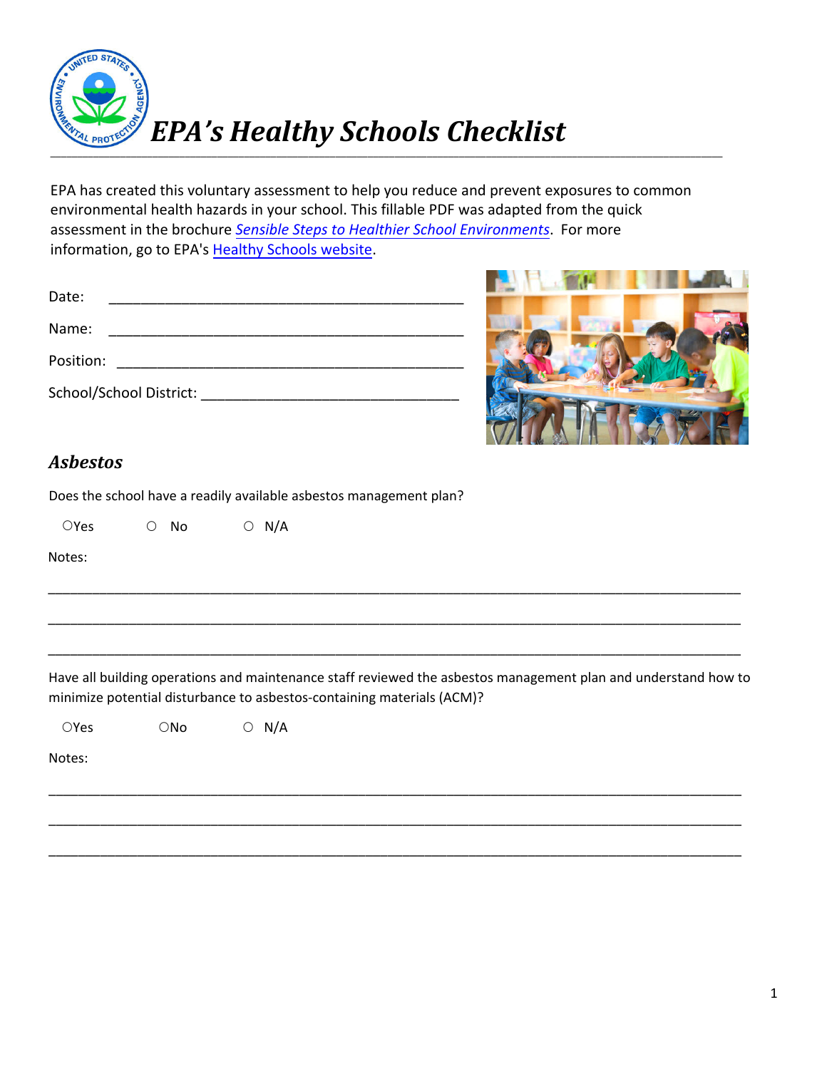# EPA's Healthy Schools Checklist

EPA has created this voluntary assessment to help you reduce and prevent exposures to common environmental health hazards in your school. This fillable PDF was adapted from the quick assessment in the brochure *Sensible Steps to Healthier School Environments*. For more information, go to EPA's Healthy Schools website.

Date: ___________________________________________

Name: ___________________________________________

Position: _________________________________________

School/School District: ________________________________

## *Asbestos*

Does the school have a readily available asbestos management plan?

○ Yes ○ No ○ N/A

Notes:

_______________________________________________________________________________

_______________________________________________________________________________

_______________________________________________________________________________

Have all building operations and maintenance staff reviewed the asbestos management plan and understand how to minimize potential disturbance to asbestos-containing materials (ACM)?

○ Yes ○ No ○ N/A

Notes:

_______________________________________________________________________________

_______________________________________________________________________________

_______________________________________________________________________________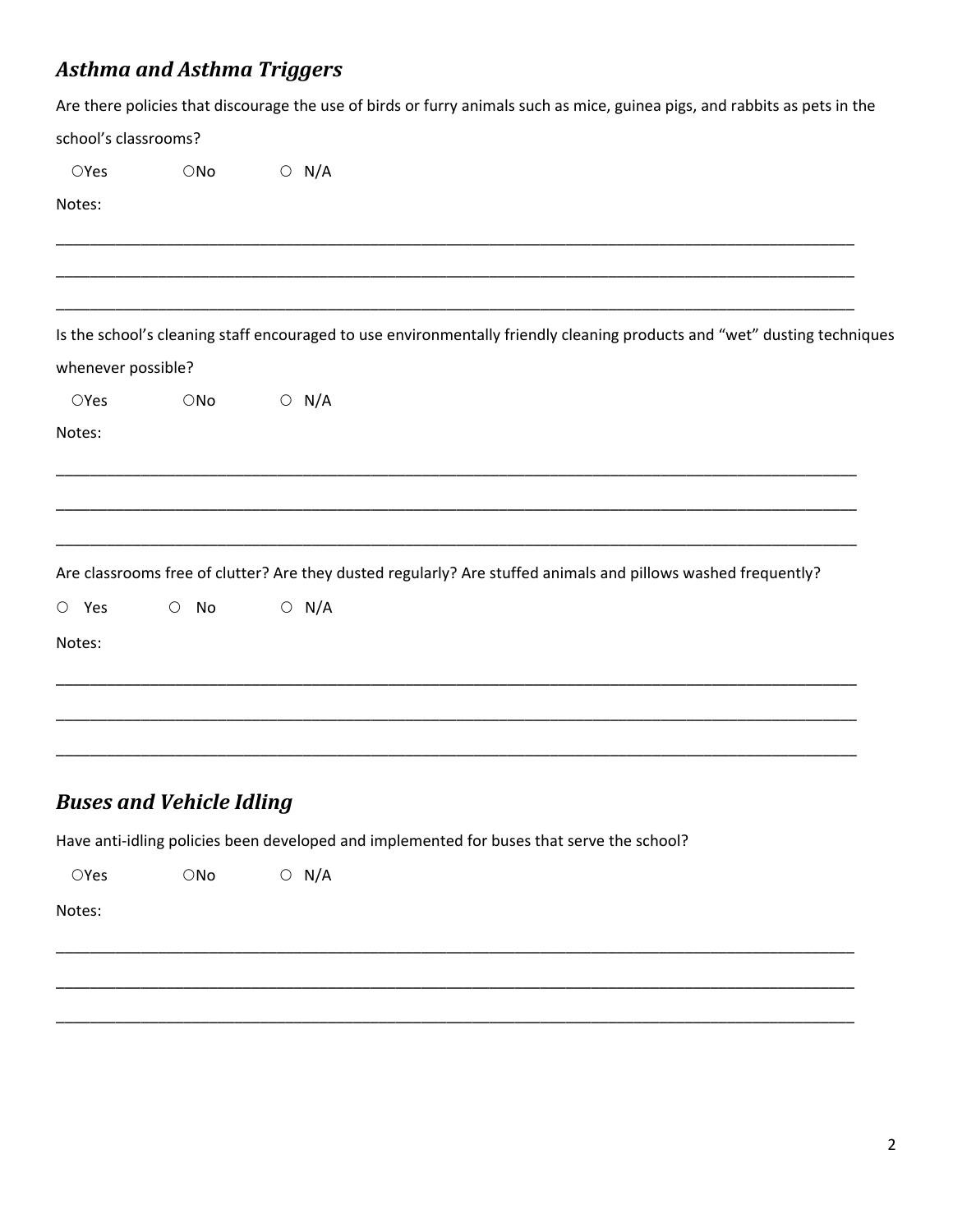## *Asthma and Asthma Triggers*

Are there policies that discourage the use of birds or furry animals such as mice, guinea pigs, and rabbits as pets in the school's classrooms?

○Yes ○No ○ N/A

Notes:

_______________________________________________________________________________________________

_______________________________________________________________________________________________

_______________________________________________________________________________________________

Is the school's cleaning staff encouraged to use environmentally friendly cleaning products and "wet" dusting techniques whenever possible?

○Yes ○No ○ N/A

Notes:

_______________________________________________________________________________________________

_______________________________________________________________________________________________

_______________________________________________________________________________________________

Are classrooms free of clutter? Are they dusted regularly? Are stuffed animals and pillows washed frequently?

○ Yes ○ No ○ N/A

Notes:

_______________________________________________________________________________________________

_______________________________________________________________________________________________

_______________________________________________________________________________________________

## *Buses and Vehicle Idling*

Have anti-idling policies been developed and implemented for buses that serve the school?

○Yes ○No ○ N/A

Notes:

_______________________________________________________________________________________________

_______________________________________________________________________________________________

_______________________________________________________________________________________________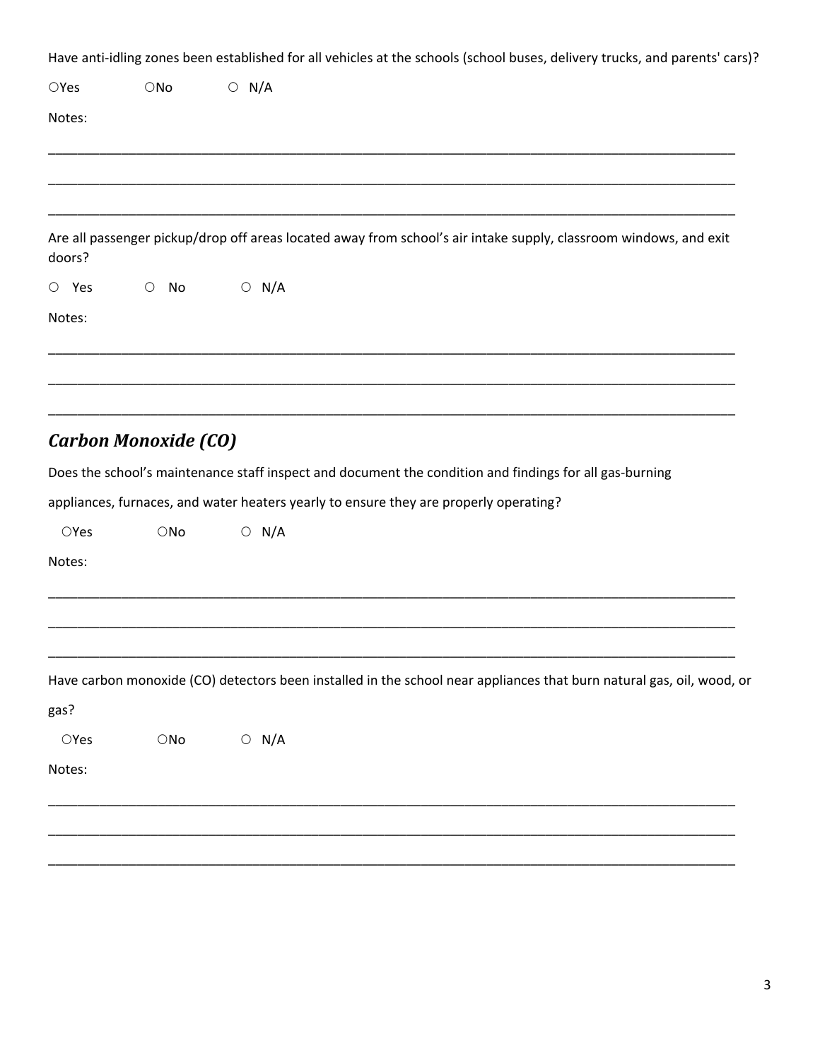Have anti-idling zones been established for all vehicles at the schools (school buses, delivery trucks, and parents' cars)?

○Yes ○No ○ N/A

Notes:

________________________________________________________________________________________________

________________________________________________________________________________________________

________________________________________________________________________________________________

Are all passenger pickup/drop off areas located away from school's air intake supply, classroom windows, and exit doors?

○ Yes ○ No ○ N/A

Notes:

________________________________________________________________________________________________

________________________________________________________________________________________________

________________________________________________________________________________________________

## *Carbon Monoxide (CO)*

Does the school's maintenance staff inspect and document the condition and findings for all gas-burning appliances, furnaces, and water heaters yearly to ensure they are properly operating?

○Yes ○No ○ N/A

Notes:

________________________________________________________________________________________________

________________________________________________________________________________________________

________________________________________________________________________________________________

Have carbon monoxide (CO) detectors been installed in the school near appliances that burn natural gas, oil, wood, or gas?

○Yes ○No ○ N/A

Notes:

________________________________________________________________________________________________

________________________________________________________________________________________________

________________________________________________________________________________________________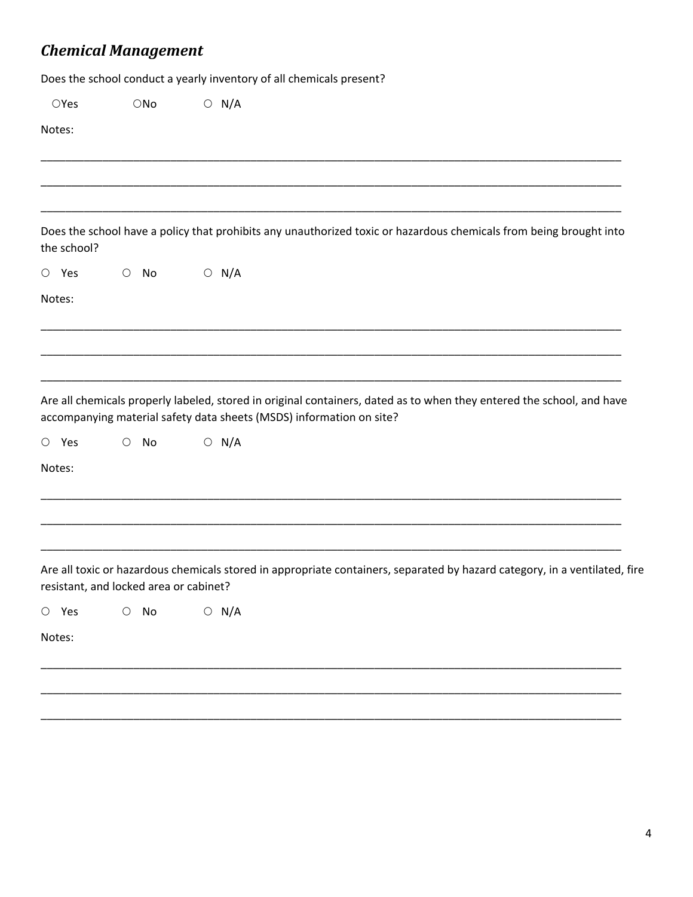## *Chemical Management*

Does the school conduct a yearly inventory of all chemicals present?

○Yes ○No ○ N/A

Notes:

_______________________________________________________________________________________________

_______________________________________________________________________________________________

_______________________________________________________________________________________________

Does the school have a policy that prohibits any unauthorized toxic or hazardous chemicals from being brought into the school?

○ Yes ○ No ○ N/A

Notes:

_______________________________________________________________________________________________

_______________________________________________________________________________________________

_______________________________________________________________________________________________

Are all chemicals properly labeled, stored in original containers, dated as to when they entered the school, and have accompanying material safety data sheets (MSDS) information on site?

○ Yes ○ No ○ N/A

Notes:

_______________________________________________________________________________________________

_______________________________________________________________________________________________

_______________________________________________________________________________________________

Are all toxic or hazardous chemicals stored in appropriate containers, separated by hazard category, in a ventilated, fire resistant, and locked area or cabinet?

○ Yes ○ No ○ N/A

Notes:

_______________________________________________________________________________________________

_______________________________________________________________________________________________

_______________________________________________________________________________________________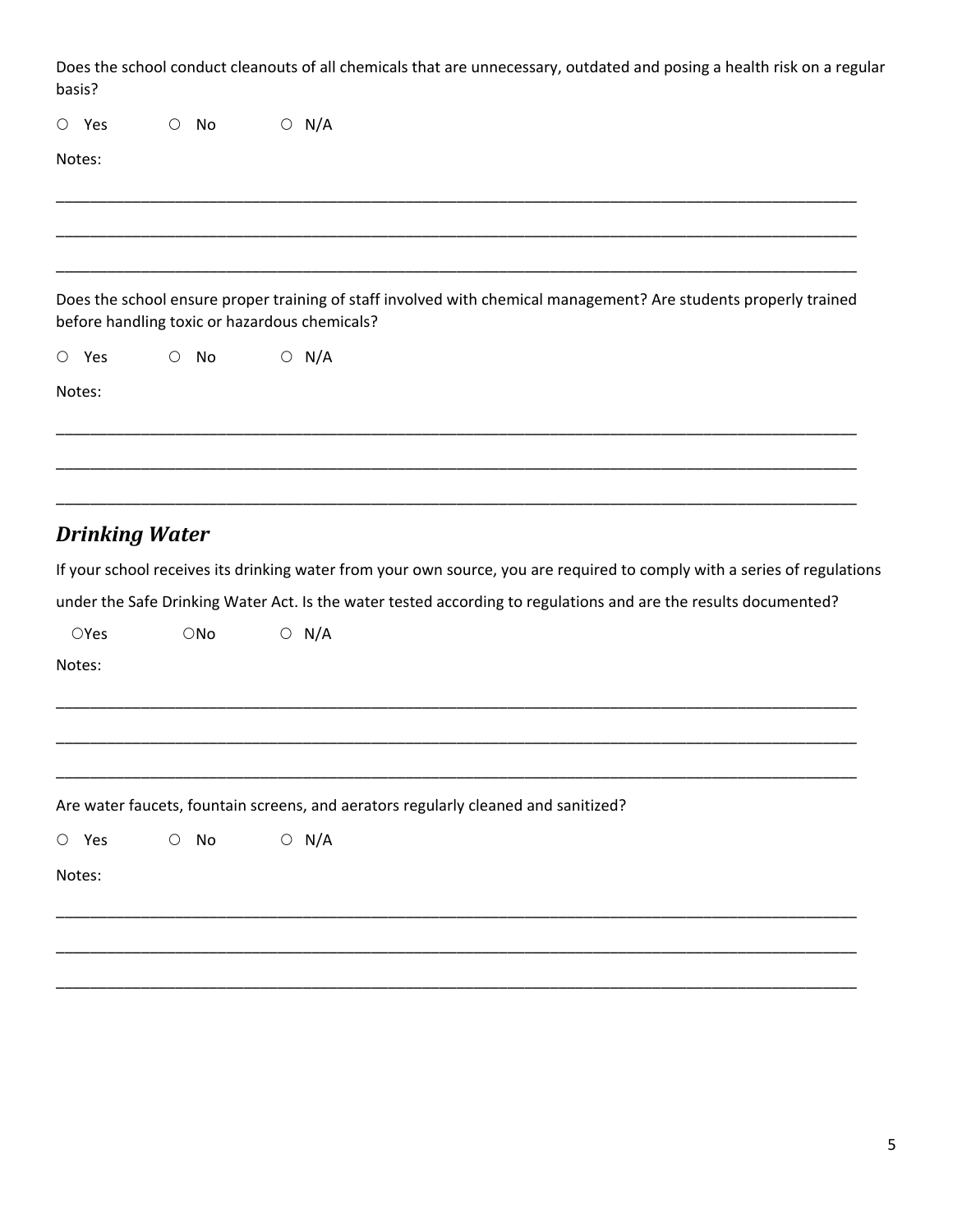Does the school conduct cleanouts of all chemicals that are unnecessary, outdated and posing a health risk on a regular basis?

○ Yes ○ No ○ N/A

Notes:

___________________________________________________________________________________________

___________________________________________________________________________________________

___________________________________________________________________________________________

Does the school ensure proper training of staff involved with chemical management? Are students properly trained before handling toxic or hazardous chemicals?

○ Yes ○ No ○ N/A

Notes:

___________________________________________________________________________________________

___________________________________________________________________________________________

___________________________________________________________________________________________

## *Drinking Water*

If your school receives its drinking water from your own source, you are required to comply with a series of regulations under the Safe Drinking Water Act. Is the water tested according to regulations and are the results documented?

○Yes ○No ○ N/A

Notes:

___________________________________________________________________________________________

___________________________________________________________________________________________

___________________________________________________________________________________________

Are water faucets, fountain screens, and aerators regularly cleaned and sanitized?

○ Yes ○ No ○ N/A

Notes:

___________________________________________________________________________________________

___________________________________________________________________________________________

___________________________________________________________________________________________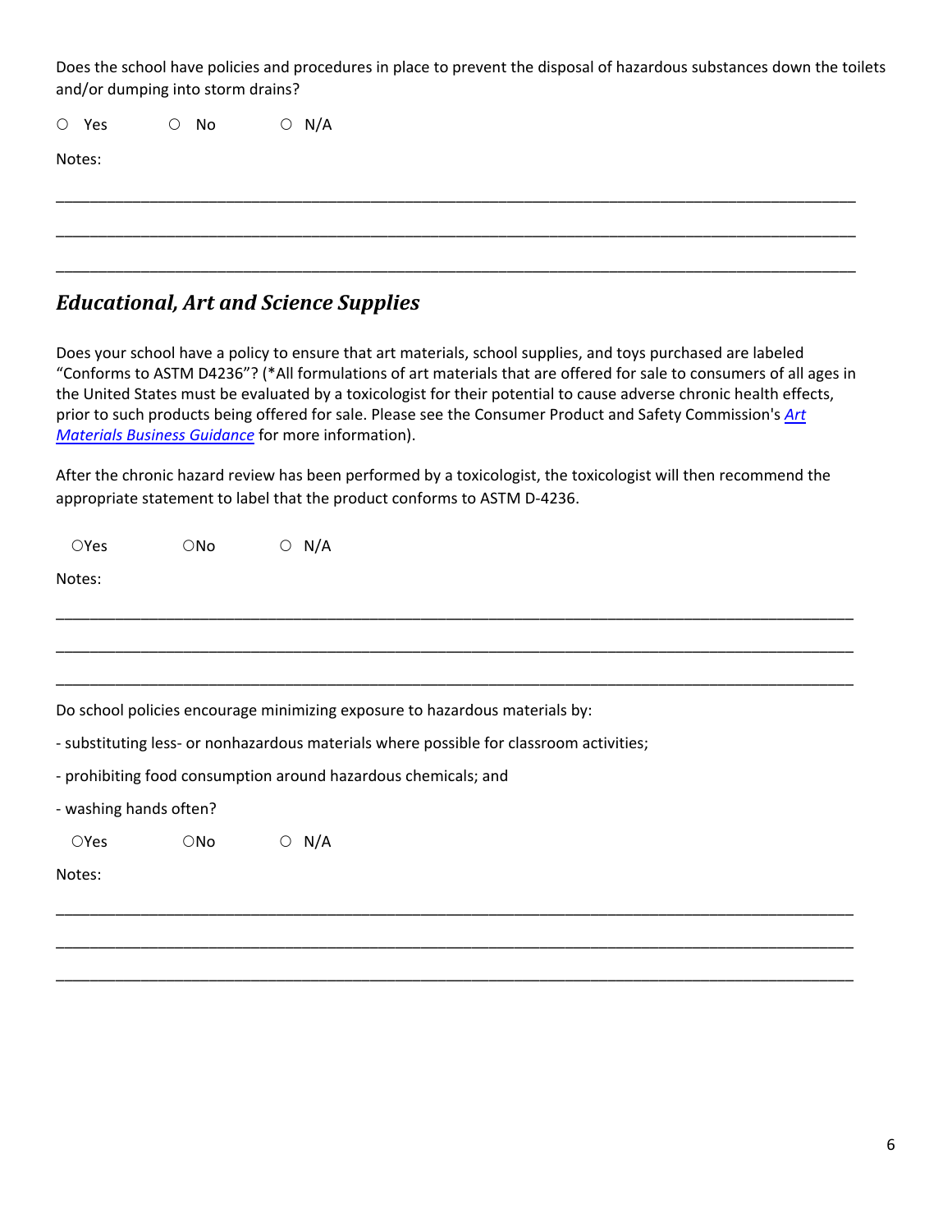Does the school have policies and procedures in place to prevent the disposal of hazardous substances down the toilets and/or dumping into storm drains?

○ Yes ○ No ○ N/A

Notes:

_______________________________________________________________________________________

_______________________________________________________________________________________

_______________________________________________________________________________________

## *Educational, Art and Science Supplies*

Does your school have a policy to ensure that art materials, school supplies, and toys purchased are labeled "Conforms to ASTM D4236"? (*All formulations of art materials that are offered for sale to consumers of all ages in the United States must be evaluated by a toxicologist for their potential to cause adverse chronic health effects, prior to such products being offered for sale. Please see the Consumer Product and Safety Commission's *Art Materials Business Guidance* for more information).

After the chronic hazard review has been performed by a toxicologist, the toxicologist will then recommend the appropriate statement to label that the product conforms to ASTM D-4236.

○Yes ○No ○ N/A

Notes:

_______________________________________________________________________________________

_______________________________________________________________________________________

_______________________________________________________________________________________

Do school policies encourage minimizing exposure to hazardous materials by:

- substituting less- or nonhazardous materials where possible for classroom activities;
- prohibiting food consumption around hazardous chemicals; and
- washing hands often?

○Yes ○No ○ N/A

Notes:

_______________________________________________________________________________________

_______________________________________________________________________________________

_______________________________________________________________________________________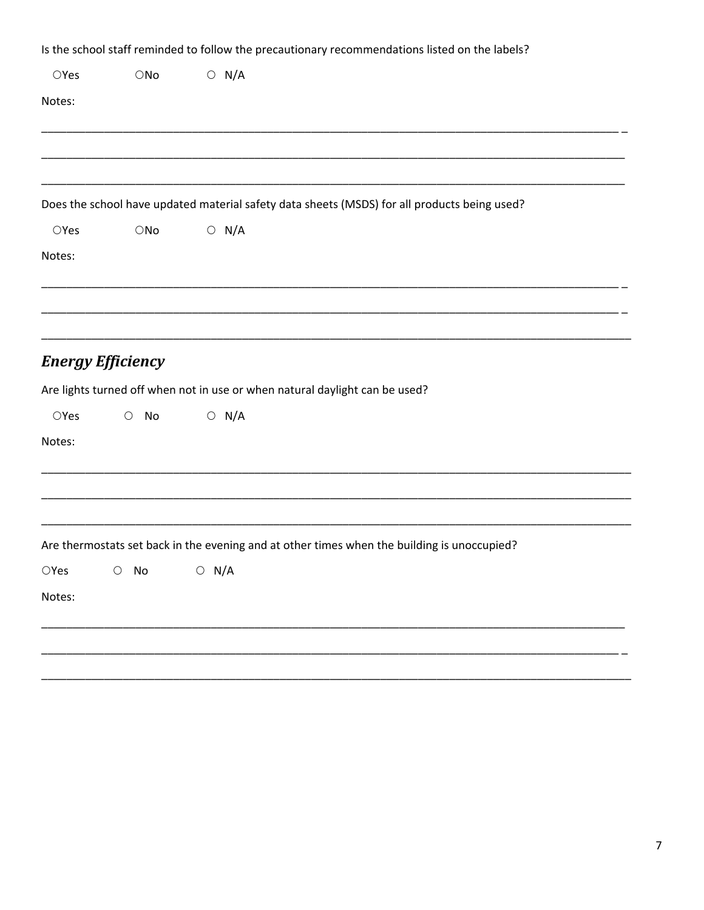Is the school staff reminded to follow the precautionary recommendations listed on the labels?

○Yes ○No ○ N/A

Notes:

___________________________________________________________________________________________

___________________________________________________________________________________________

___________________________________________________________________________________________

Does the school have updated material safety data sheets (MSDS) for all products being used?

○Yes ○No ○ N/A

Notes:

___________________________________________________________________________________________

___________________________________________________________________________________________

___________________________________________________________________________________________

## *Energy Efficiency*

Are lights turned off when not in use or when natural daylight can be used?

○Yes ○ No ○ N/A

Notes:

___________________________________________________________________________________________

___________________________________________________________________________________________

___________________________________________________________________________________________

Are thermostats set back in the evening and at other times when the building is unoccupied?

○Yes ○ No ○ N/A

Notes:

___________________________________________________________________________________________

___________________________________________________________________________________________

___________________________________________________________________________________________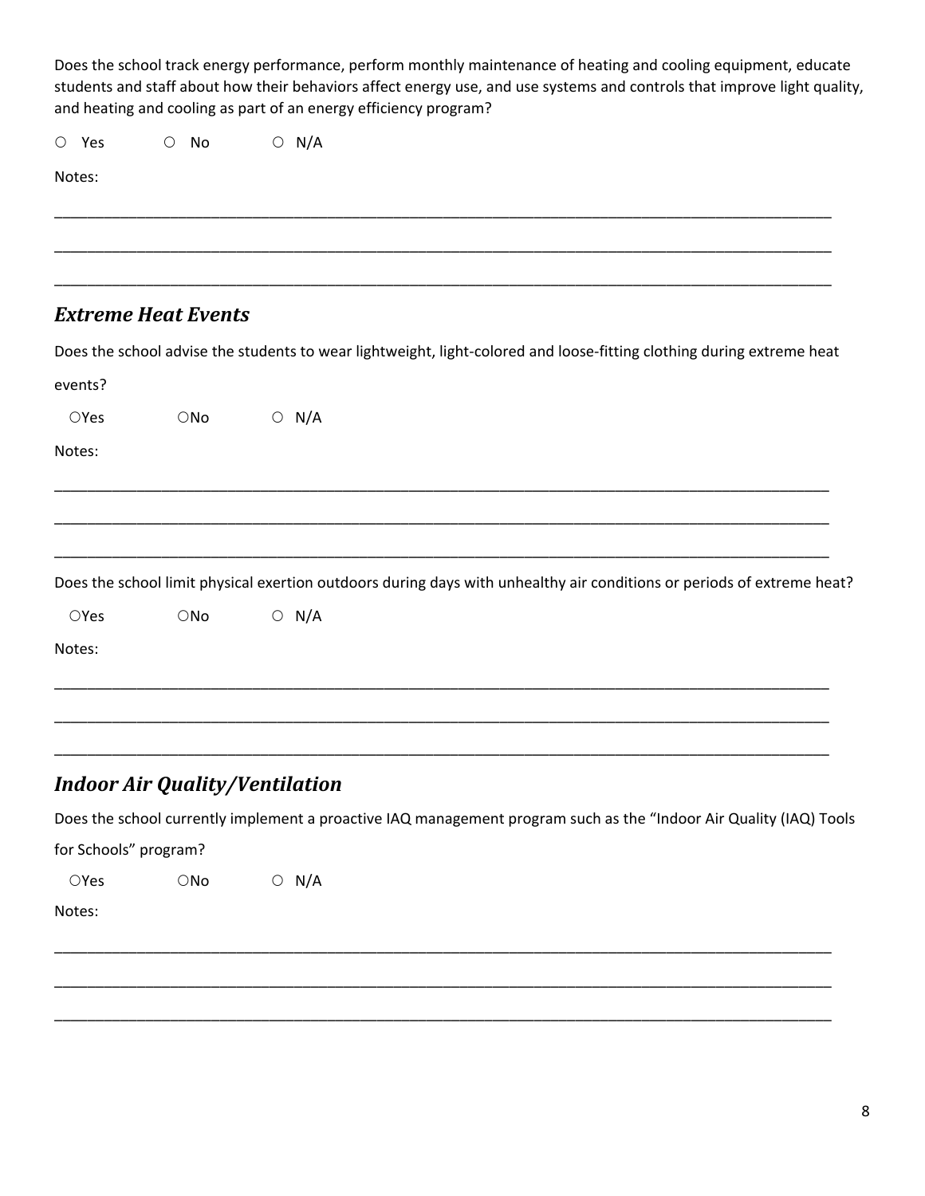Does the school track energy performance, perform monthly maintenance of heating and cooling equipment, educate students and staff about how their behaviors affect energy use, and use systems and controls that improve light quality, and heating and cooling as part of an energy efficiency program?

○ Yes ○ No ○ N/A

Notes:

_______________________________________________________________________________________________

_______________________________________________________________________________________________

_______________________________________________________________________________________________

## *Extreme Heat Events*

Does the school advise the students to wear lightweight, light-colored and loose-fitting clothing during extreme heat events?

○Yes ○No ○ N/A

Notes:

_______________________________________________________________________________________________

_______________________________________________________________________________________________

_______________________________________________________________________________________________

Does the school limit physical exertion outdoors during days with unhealthy air conditions or periods of extreme heat?

○Yes ○No ○ N/A

Notes:

_______________________________________________________________________________________________

_______________________________________________________________________________________________

_______________________________________________________________________________________________

## *Indoor Air Quality/Ventilation*

Does the school currently implement a proactive IAQ management program such as the "Indoor Air Quality (IAQ) Tools for Schools" program?

○Yes ○No ○ N/A

Notes:

_______________________________________________________________________________________________

_______________________________________________________________________________________________

_______________________________________________________________________________________________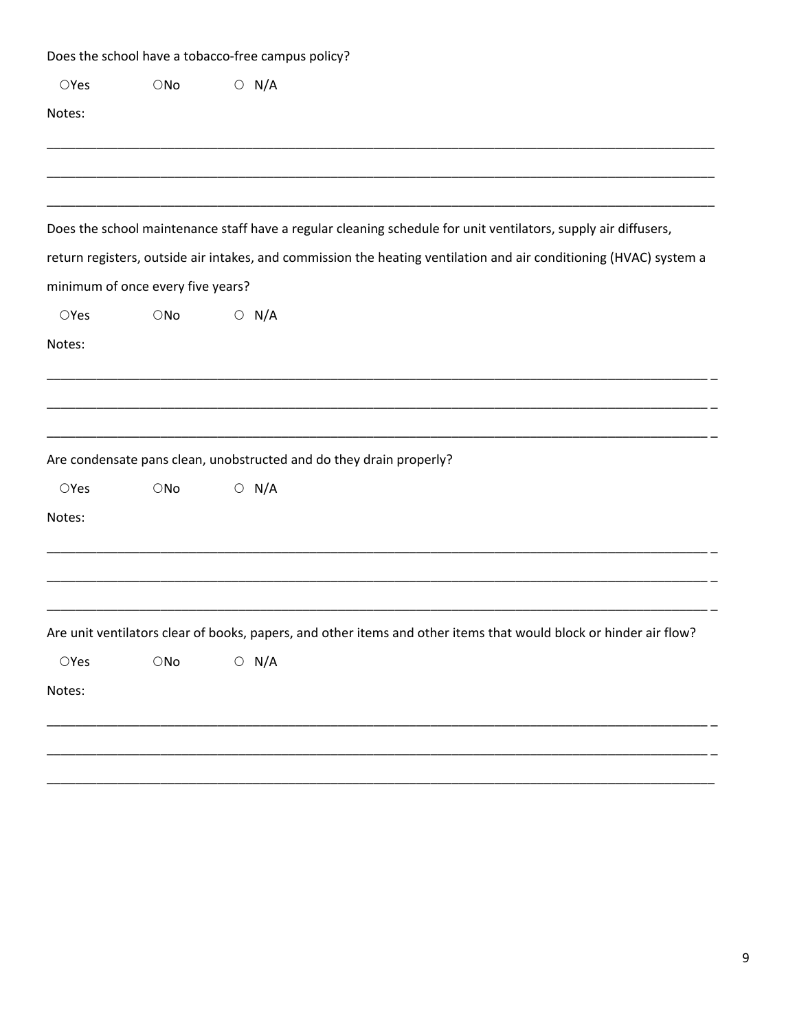Does the school have a tobacco-free campus policy?

○Yes ○No ○ N/A

Notes:

______________________________________________________________________________________________

______________________________________________________________________________________________

______________________________________________________________________________________________

Does the school maintenance staff have a regular cleaning schedule for unit ventilators, supply air diffusers, return registers, outside air intakes, and commission the heating ventilation and air conditioning (HVAC) system a minimum of once every five years?

○Yes ○No ○ N/A

Notes:

______________________________________________________________________________________________

______________________________________________________________________________________________

______________________________________________________________________________________________

Are condensate pans clean, unobstructed and do they drain properly?

○Yes ○No ○ N/A

Notes:

______________________________________________________________________________________________

______________________________________________________________________________________________

______________________________________________________________________________________________

Are unit ventilators clear of books, papers, and other items and other items that would block or hinder air flow?

○Yes ○No ○ N/A

Notes:

______________________________________________________________________________________________

______________________________________________________________________________________________

______________________________________________________________________________________________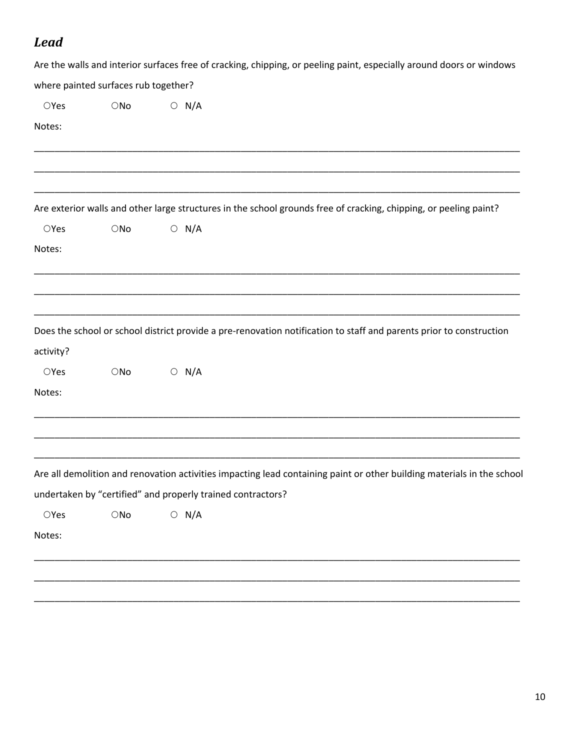## *Lead*

Are the walls and interior surfaces free of cracking, chipping, or peeling paint, especially around doors or windows where painted surfaces rub together?

○Yes ○No ○ N/A

Notes:

\_\_\_\_\_\_\_\_\_\_\_\_\_\_\_\_\_\_\_\_\_\_\_\_\_\_\_\_\_\_\_\_\_\_\_\_\_\_\_\_\_\_\_\_\_\_\_\_\_\_\_\_\_\_\_\_\_\_\_\_\_\_\_\_\_\_\_\_\_\_\_\_\_\_\_\_\_\_

\_\_\_\_\_\_\_\_\_\_\_\_\_\_\_\_\_\_\_\_\_\_\_\_\_\_\_\_\_\_\_\_\_\_\_\_\_\_\_\_\_\_\_\_\_\_\_\_\_\_\_\_\_\_\_\_\_\_\_\_\_\_\_\_\_\_\_\_\_\_\_\_\_\_\_\_\_\_

\_\_\_\_\_\_\_\_\_\_\_\_\_\_\_\_\_\_\_\_\_\_\_\_\_\_\_\_\_\_\_\_\_\_\_\_\_\_\_\_\_\_\_\_\_\_\_\_\_\_\_\_\_\_\_\_\_\_\_\_\_\_\_\_\_\_\_\_\_\_\_\_\_\_\_\_\_\_

Are exterior walls and other large structures in the school grounds free of cracking, chipping, or peeling paint?

○Yes ○No ○ N/A

Notes:

\_\_\_\_\_\_\_\_\_\_\_\_\_\_\_\_\_\_\_\_\_\_\_\_\_\_\_\_\_\_\_\_\_\_\_\_\_\_\_\_\_\_\_\_\_\_\_\_\_\_\_\_\_\_\_\_\_\_\_\_\_\_\_\_\_\_\_\_\_\_\_\_\_\_\_\_\_\_

\_\_\_\_\_\_\_\_\_\_\_\_\_\_\_\_\_\_\_\_\_\_\_\_\_\_\_\_\_\_\_\_\_\_\_\_\_\_\_\_\_\_\_\_\_\_\_\_\_\_\_\_\_\_\_\_\_\_\_\_\_\_\_\_\_\_\_\_\_\_\_\_\_\_\_\_\_\_

\_\_\_\_\_\_\_\_\_\_\_\_\_\_\_\_\_\_\_\_\_\_\_\_\_\_\_\_\_\_\_\_\_\_\_\_\_\_\_\_\_\_\_\_\_\_\_\_\_\_\_\_\_\_\_\_\_\_\_\_\_\_\_\_\_\_\_\_\_\_\_\_\_\_\_\_\_\_

Does the school or school district provide a pre-renovation notification to staff and parents prior to construction activity?

○Yes ○No ○ N/A

Notes:

\_\_\_\_\_\_\_\_\_\_\_\_\_\_\_\_\_\_\_\_\_\_\_\_\_\_\_\_\_\_\_\_\_\_\_\_\_\_\_\_\_\_\_\_\_\_\_\_\_\_\_\_\_\_\_\_\_\_\_\_\_\_\_\_\_\_\_\_\_\_\_\_\_\_\_\_\_\_

\_\_\_\_\_\_\_\_\_\_\_\_\_\_\_\_\_\_\_\_\_\_\_\_\_\_\_\_\_\_\_\_\_\_\_\_\_\_\_\_\_\_\_\_\_\_\_\_\_\_\_\_\_\_\_\_\_\_\_\_\_\_\_\_\_\_\_\_\_\_\_\_\_\_\_\_\_\_

\_\_\_\_\_\_\_\_\_\_\_\_\_\_\_\_\_\_\_\_\_\_\_\_\_\_\_\_\_\_\_\_\_\_\_\_\_\_\_\_\_\_\_\_\_\_\_\_\_\_\_\_\_\_\_\_\_\_\_\_\_\_\_\_\_\_\_\_\_\_\_\_\_\_\_\_\_\_

Are all demolition and renovation activities impacting lead containing paint or other building materials in the school undertaken by "certified" and properly trained contractors?

○Yes ○No ○ N/A

Notes:

\_\_\_\_\_\_\_\_\_\_\_\_\_\_\_\_\_\_\_\_\_\_\_\_\_\_\_\_\_\_\_\_\_\_\_\_\_\_\_\_\_\_\_\_\_\_\_\_\_\_\_\_\_\_\_\_\_\_\_\_\_\_\_\_\_\_\_\_\_\_\_\_\_\_\_\_\_\_

\_\_\_\_\_\_\_\_\_\_\_\_\_\_\_\_\_\_\_\_\_\_\_\_\_\_\_\_\_\_\_\_\_\_\_\_\_\_\_\_\_\_\_\_\_\_\_\_\_\_\_\_\_\_\_\_\_\_\_\_\_\_\_\_\_\_\_\_\_\_\_\_\_\_\_\_\_\_

\_\_\_\_\_\_\_\_\_\_\_\_\_\_\_\_\_\_\_\_\_\_\_\_\_\_\_\_\_\_\_\_\_\_\_\_\_\_\_\_\_\_\_\_\_\_\_\_\_\_\_\_\_\_\_\_\_\_\_\_\_\_\_\_\_\_\_\_\_\_\_\_\_\_\_\_\_\_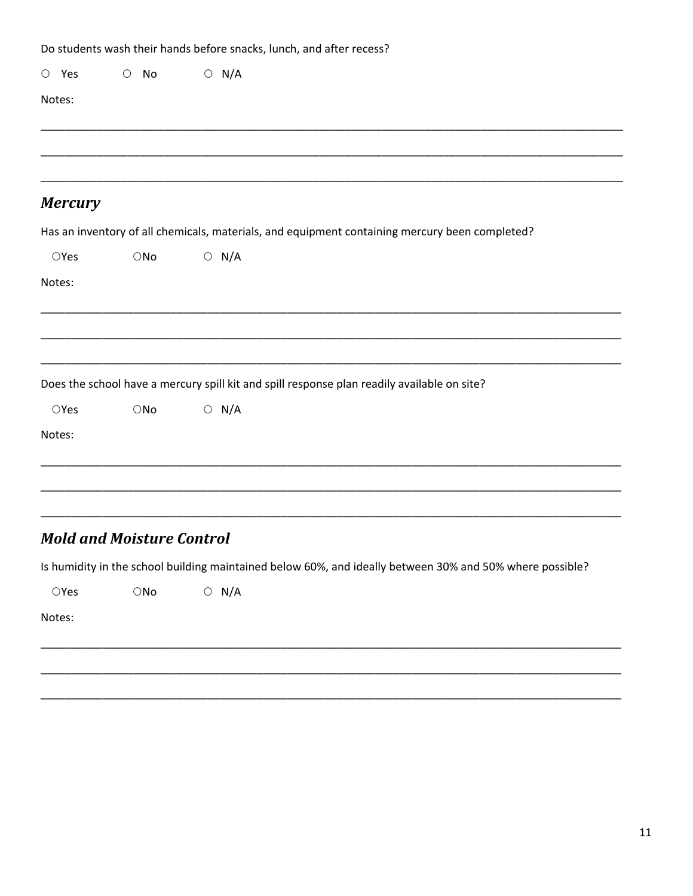Do students wash their hands before snacks, lunch, and after recess?

○ Yes ○ No ○ N/A

Notes:

_______________________________________________________________________________

_______________________________________________________________________________

_______________________________________________________________________________

## *Mercury*

Has an inventory of all chemicals, materials, and equipment containing mercury been completed?

○Yes ○No ○ N/A

Notes:

_______________________________________________________________________________

_______________________________________________________________________________

_______________________________________________________________________________

Does the school have a mercury spill kit and spill response plan readily available on site?

○Yes ○No ○ N/A

Notes:

_______________________________________________________________________________

_______________________________________________________________________________

_______________________________________________________________________________

## *Mold and Moisture Control*

Is humidity in the school building maintained below 60%, and ideally between 30% and 50% where possible?

○Yes ○No ○ N/A

Notes:

_______________________________________________________________________________

_______________________________________________________________________________

_______________________________________________________________________________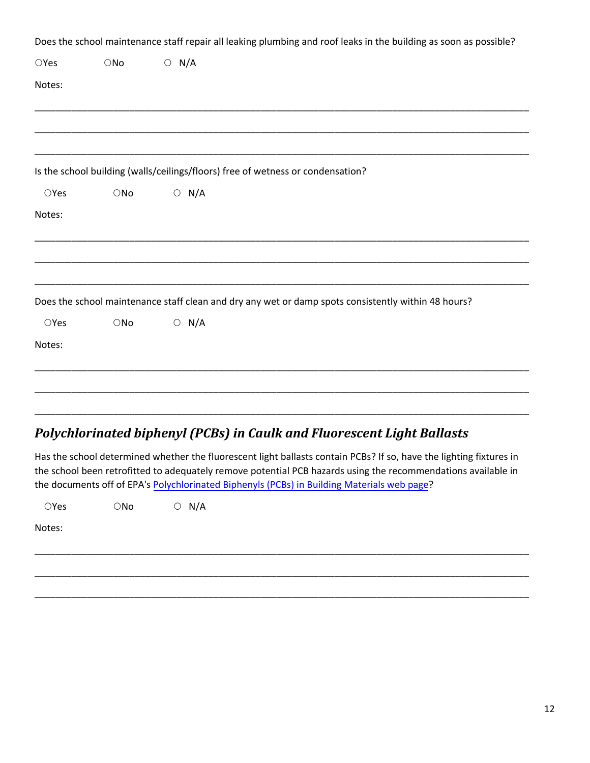Does the school maintenance staff repair all leaking plumbing and roof leaks in the building as soon as possible?

○Yes ○No ○ N/A

Notes:

_______________________________________________________________________________________

_______________________________________________________________________________________

_______________________________________________________________________________________

Is the school building (walls/ceilings/floors) free of wetness or condensation?

○Yes ○No ○ N/A

Notes:

_______________________________________________________________________________________

_______________________________________________________________________________________

_______________________________________________________________________________________

Does the school maintenance staff clean and dry any wet or damp spots consistently within 48 hours?

○Yes ○No ○ N/A

Notes:

_______________________________________________________________________________________

_______________________________________________________________________________________

_______________________________________________________________________________________

## *Polychlorinated biphenyl (PCBs) in Caulk and Fluorescent Light Ballasts*

Has the school determined whether the fluorescent light ballasts contain PCBs? If so, have the lighting fixtures in the school been retrofitted to adequately remove potential PCB hazards using the recommendations available in the documents off of EPA's Polychlorinated Biphenyls (PCBs) in Building Materials web page?

○Yes ○No ○ N/A

Notes:

_______________________________________________________________________________________

_______________________________________________________________________________________

_______________________________________________________________________________________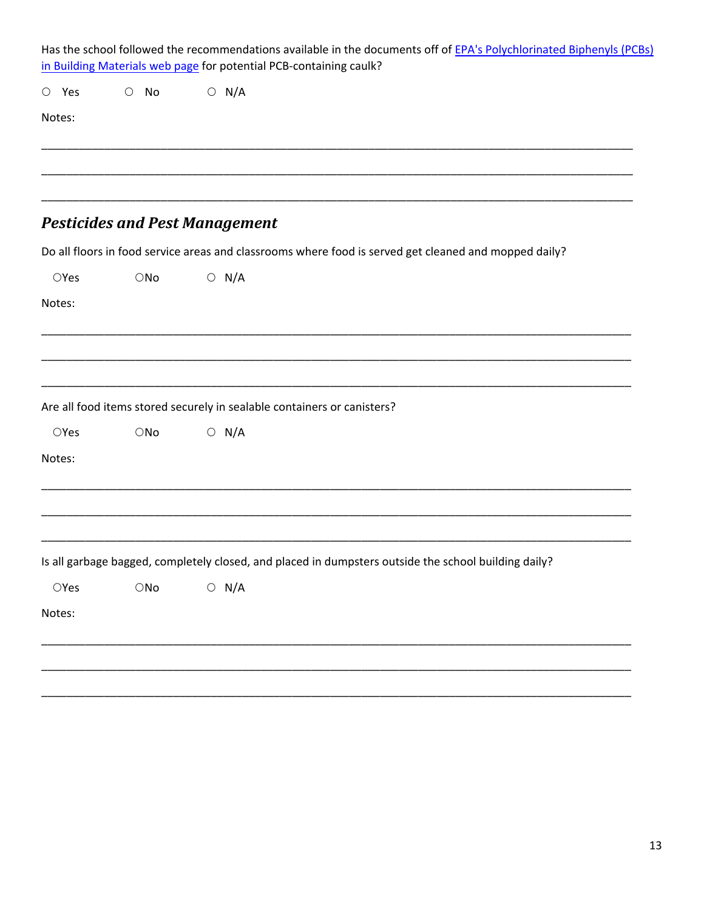Has the school followed the recommendations available in the documents off of [EPA's Polychlorinated Biphenyls (PCBs) in Building Materials web page]() for potential PCB-containing caulk?

○ Yes ○ No ○ N/A

Notes:

_______________________________________________________________________________

_______________________________________________________________________________

_______________________________________________________________________________

## *Pesticides and Pest Management*

Do all floors in food service areas and classrooms where food is served get cleaned and mopped daily?

○Yes ○No ○ N/A

Notes:

_______________________________________________________________________________

_______________________________________________________________________________

_______________________________________________________________________________

Are all food items stored securely in sealable containers or canisters?

○Yes ○No ○ N/A

Notes:

_______________________________________________________________________________

_______________________________________________________________________________

_______________________________________________________________________________

Is all garbage bagged, completely closed, and placed in dumpsters outside the school building daily?

○Yes ○No ○ N/A

Notes:

_______________________________________________________________________________

_______________________________________________________________________________

_______________________________________________________________________________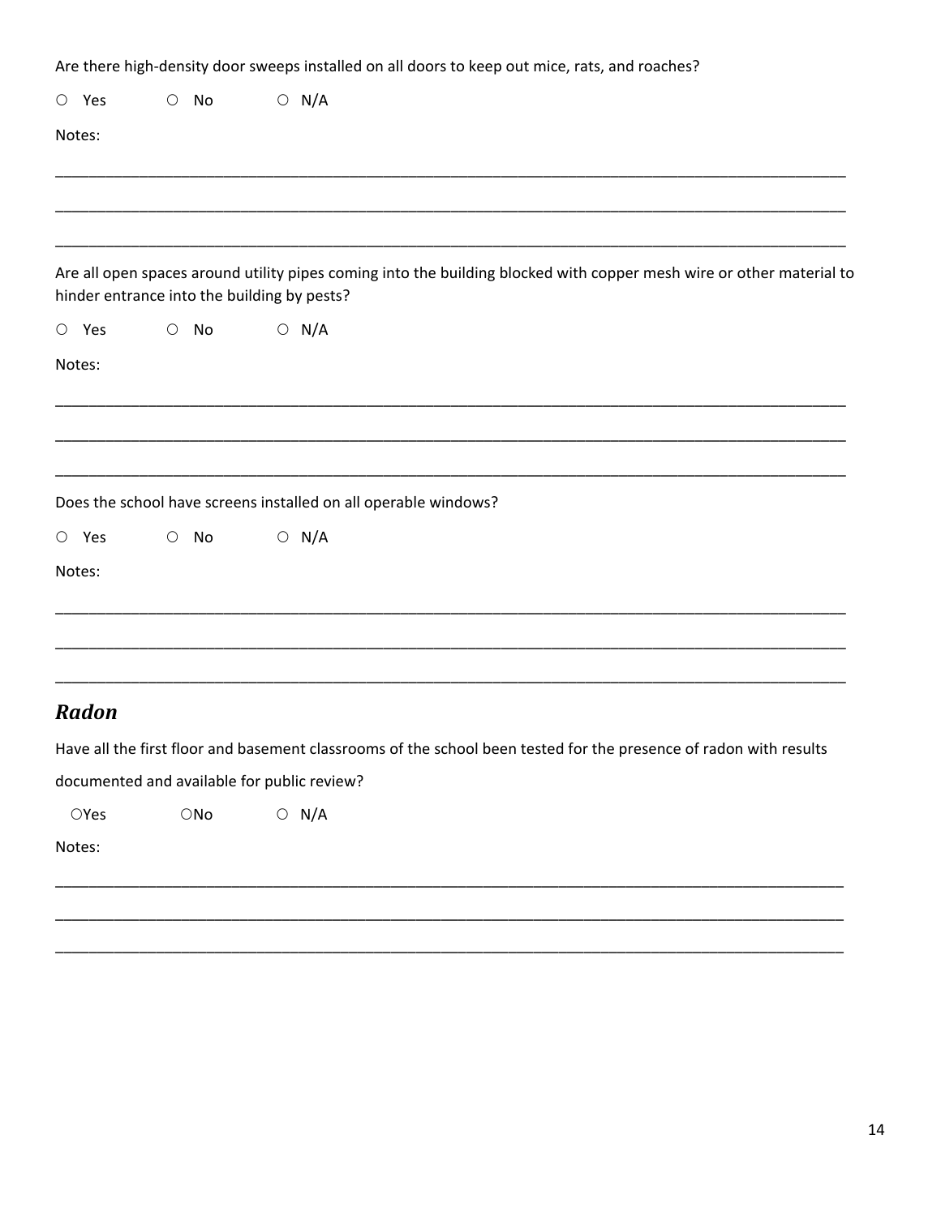Are there high-density door sweeps installed on all doors to keep out mice, rats, and roaches?

○ Yes ○ No ○ N/A

Notes:

_______________________________________________________________________________

_______________________________________________________________________________

_______________________________________________________________________________

Are all open spaces around utility pipes coming into the building blocked with copper mesh wire or other material to hinder entrance into the building by pests?

○ Yes ○ No ○ N/A

Notes:

_______________________________________________________________________________

_______________________________________________________________________________

_______________________________________________________________________________

Does the school have screens installed on all operable windows?

○ Yes ○ No ○ N/A

Notes:

_______________________________________________________________________________

_______________________________________________________________________________

_______________________________________________________________________________

## *Radon*

Have all the first floor and basement classrooms of the school been tested for the presence of radon with results documented and available for public review?

○Yes ○No ○ N/A

Notes:

_______________________________________________________________________________

_______________________________________________________________________________

_______________________________________________________________________________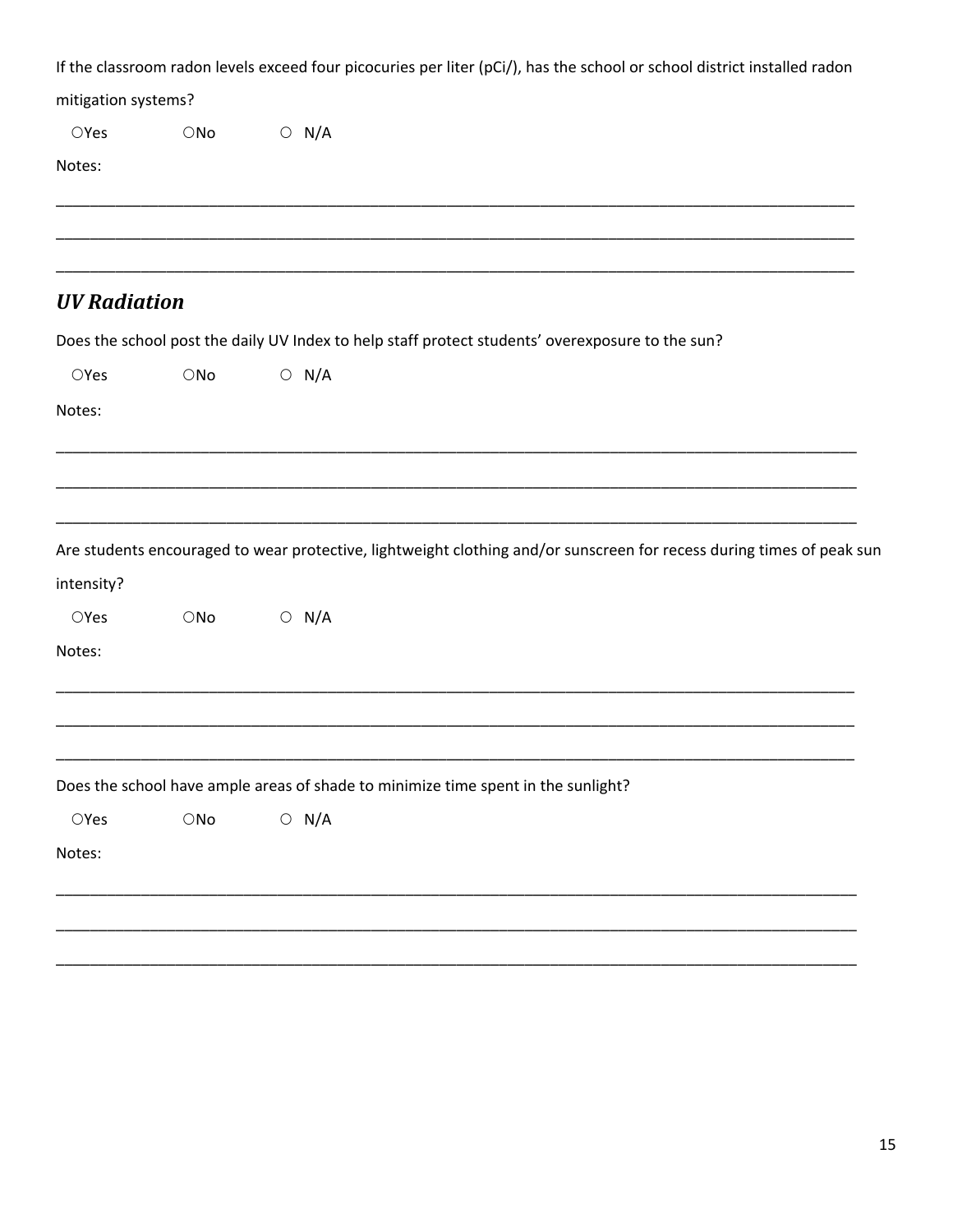If the classroom radon levels exceed four picocuries per liter (pCi/), has the school or school district installed radon mitigation systems?

○Yes ○No ○ N/A

Notes:

\_\_\_\_\_\_\_\_\_\_\_\_\_\_\_\_\_\_\_\_\_\_\_\_\_\_\_\_\_\_\_\_\_\_\_\_\_\_\_\_\_\_\_\_\_\_\_\_\_\_\_\_\_\_\_\_\_\_\_\_\_\_\_\_\_\_\_\_\_\_\_\_\_\_\_\_\_\_\_\_\_\_\_\_\_\_\_\_\_\_\_\_

\_\_\_\_\_\_\_\_\_\_\_\_\_\_\_\_\_\_\_\_\_\_\_\_\_\_\_\_\_\_\_\_\_\_\_\_\_\_\_\_\_\_\_\_\_\_\_\_\_\_\_\_\_\_\_\_\_\_\_\_\_\_\_\_\_\_\_\_\_\_\_\_\_\_\_\_\_\_\_\_\_\_\_\_\_\_\_\_\_\_\_\_

\_\_\_\_\_\_\_\_\_\_\_\_\_\_\_\_\_\_\_\_\_\_\_\_\_\_\_\_\_\_\_\_\_\_\_\_\_\_\_\_\_\_\_\_\_\_\_\_\_\_\_\_\_\_\_\_\_\_\_\_\_\_\_\_\_\_\_\_\_\_\_\_\_\_\_\_\_\_\_\_\_\_\_\_\_\_\_\_\_\_\_\_

## *UV Radiation*

Does the school post the daily UV Index to help staff protect students' overexposure to the sun?

○Yes ○No ○ N/A

Notes:

\_\_\_\_\_\_\_\_\_\_\_\_\_\_\_\_\_\_\_\_\_\_\_\_\_\_\_\_\_\_\_\_\_\_\_\_\_\_\_\_\_\_\_\_\_\_\_\_\_\_\_\_\_\_\_\_\_\_\_\_\_\_\_\_\_\_\_\_\_\_\_\_\_\_\_\_\_\_\_\_\_\_\_\_\_\_\_\_\_\_\_\_

\_\_\_\_\_\_\_\_\_\_\_\_\_\_\_\_\_\_\_\_\_\_\_\_\_\_\_\_\_\_\_\_\_\_\_\_\_\_\_\_\_\_\_\_\_\_\_\_\_\_\_\_\_\_\_\_\_\_\_\_\_\_\_\_\_\_\_\_\_\_\_\_\_\_\_\_\_\_\_\_\_\_\_\_\_\_\_\_\_\_\_\_

\_\_\_\_\_\_\_\_\_\_\_\_\_\_\_\_\_\_\_\_\_\_\_\_\_\_\_\_\_\_\_\_\_\_\_\_\_\_\_\_\_\_\_\_\_\_\_\_\_\_\_\_\_\_\_\_\_\_\_\_\_\_\_\_\_\_\_\_\_\_\_\_\_\_\_\_\_\_\_\_\_\_\_\_\_\_\_\_\_\_\_\_

Are students encouraged to wear protective, lightweight clothing and/or sunscreen for recess during times of peak sun intensity?

○Yes ○No ○ N/A

Notes:

\_\_\_\_\_\_\_\_\_\_\_\_\_\_\_\_\_\_\_\_\_\_\_\_\_\_\_\_\_\_\_\_\_\_\_\_\_\_\_\_\_\_\_\_\_\_\_\_\_\_\_\_\_\_\_\_\_\_\_\_\_\_\_\_\_\_\_\_\_\_\_\_\_\_\_\_\_\_\_\_\_\_\_\_\_\_\_\_\_\_\_\_

\_\_\_\_\_\_\_\_\_\_\_\_\_\_\_\_\_\_\_\_\_\_\_\_\_\_\_\_\_\_\_\_\_\_\_\_\_\_\_\_\_\_\_\_\_\_\_\_\_\_\_\_\_\_\_\_\_\_\_\_\_\_\_\_\_\_\_\_\_\_\_\_\_\_\_\_\_\_\_\_\_\_\_\_\_\_\_\_\_\_\_\_

\_\_\_\_\_\_\_\_\_\_\_\_\_\_\_\_\_\_\_\_\_\_\_\_\_\_\_\_\_\_\_\_\_\_\_\_\_\_\_\_\_\_\_\_\_\_\_\_\_\_\_\_\_\_\_\_\_\_\_\_\_\_\_\_\_\_\_\_\_\_\_\_\_\_\_\_\_\_\_\_\_\_\_\_\_\_\_\_\_\_\_\_

Does the school have ample areas of shade to minimize time spent in the sunlight?

○Yes ○No ○ N/A

Notes:

\_\_\_\_\_\_\_\_\_\_\_\_\_\_\_\_\_\_\_\_\_\_\_\_\_\_\_\_\_\_\_\_\_\_\_\_\_\_\_\_\_\_\_\_\_\_\_\_\_\_\_\_\_\_\_\_\_\_\_\_\_\_\_\_\_\_\_\_\_\_\_\_\_\_\_\_\_\_\_\_\_\_\_\_\_\_\_\_\_\_\_\_

\_\_\_\_\_\_\_\_\_\_\_\_\_\_\_\_\_\_\_\_\_\_\_\_\_\_\_\_\_\_\_\_\_\_\_\_\_\_\_\_\_\_\_\_\_\_\_\_\_\_\_\_\_\_\_\_\_\_\_\_\_\_\_\_\_\_\_\_\_\_\_\_\_\_\_\_\_\_\_\_\_\_\_\_\_\_\_\_\_\_\_\_

\_\_\_\_\_\_\_\_\_\_\_\_\_\_\_\_\_\_\_\_\_\_\_\_\_\_\_\_\_\_\_\_\_\_\_\_\_\_\_\_\_\_\_\_\_\_\_\_\_\_\_\_\_\_\_\_\_\_\_\_\_\_\_\_\_\_\_\_\_\_\_\_\_\_\_\_\_\_\_\_\_\_\_\_\_\_\_\_\_\_\_\_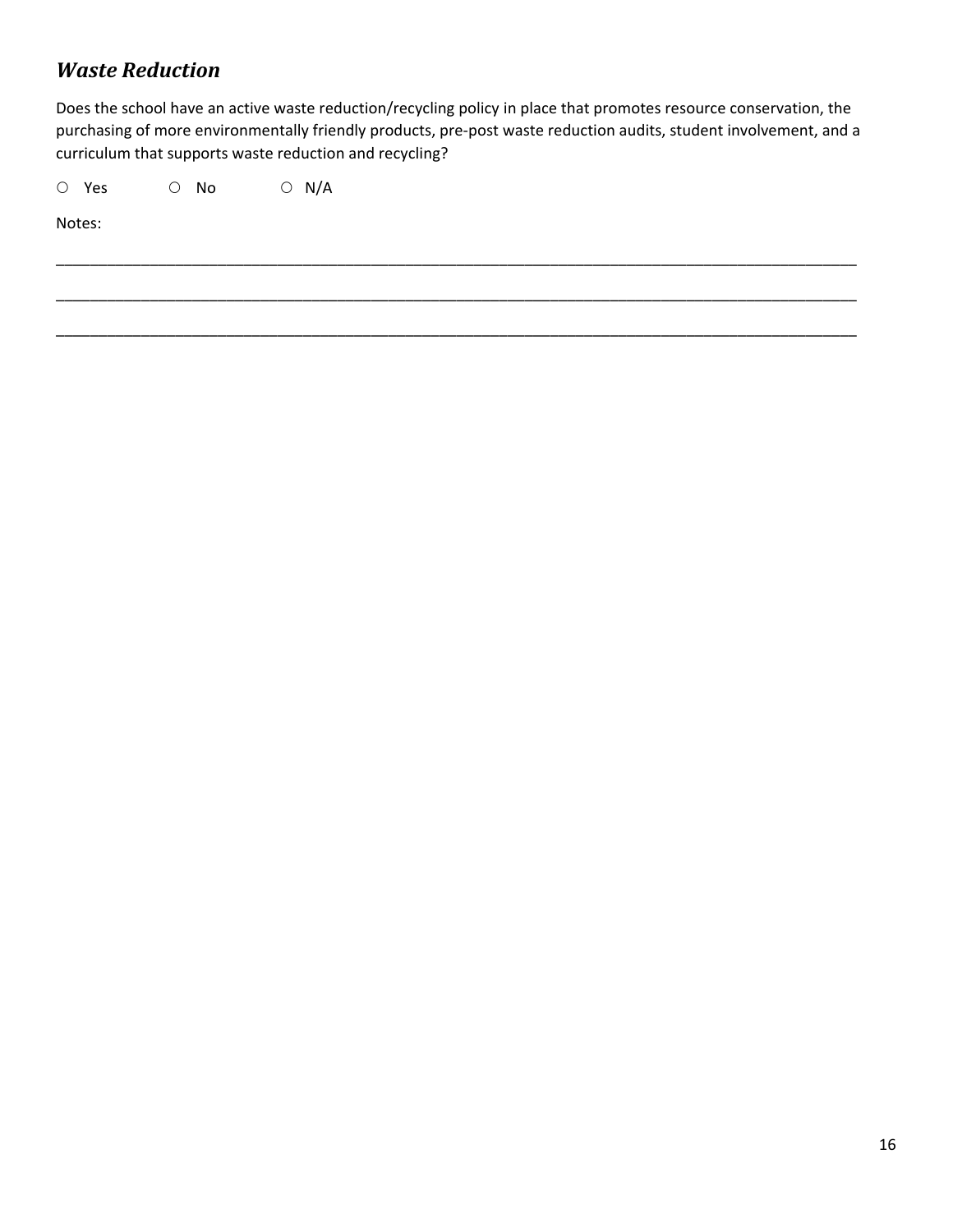## *Waste Reduction*

Does the school have an active waste reduction/recycling policy in place that promotes resource conservation, the purchasing of more environmentally friendly products, pre-post waste reduction audits, student involvement, and a curriculum that supports waste reduction and recycling?

○ Yes ○ No ○ N/A

Notes:

______________________________________________________________________________________________

______________________________________________________________________________________________

______________________________________________________________________________________________